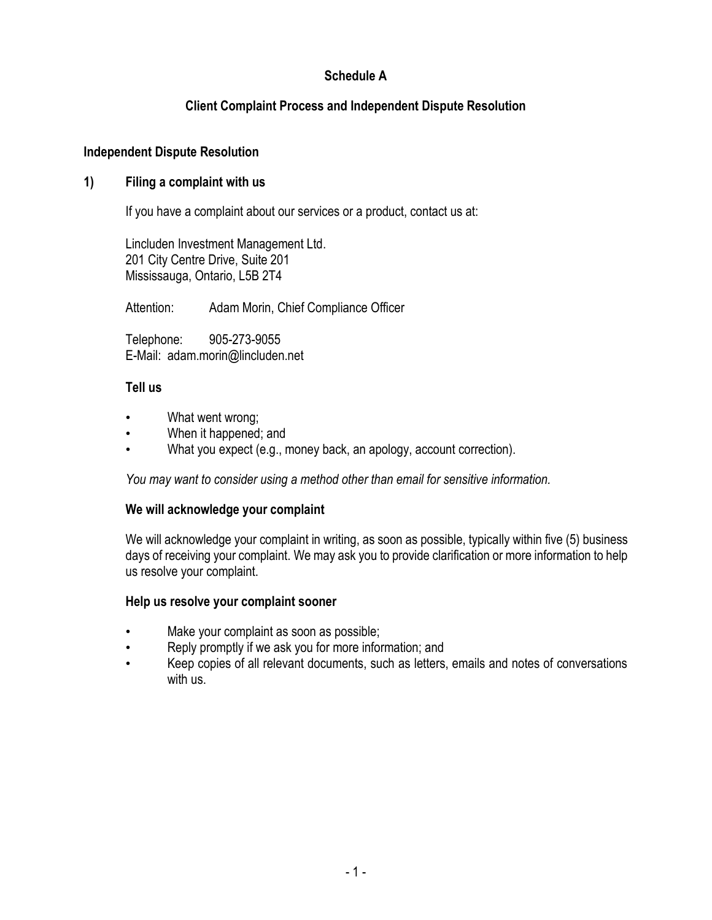# Schedule A

## Client Complaint Process and Independent Dispute Resolution

### Independent Dispute Resolution

### 1) Filing a complaint with us

If you have a complaint about our services or a product, contact us at:

Lincluden Investment Management Ltd.
201 City Centre Drive, Suite 201
Mississauga, Ontario, L5B 2T4

Attention: Adam Morin, Chief Compliance Officer

Telephone: 905-273-9055
E-Mail: adam.morin@lincluden.net

**Tell us**

- What went wrong;
- When it happened; and
- What you expect (e.g., money back, an apology, account correction).

*You may want to consider using a method other than email for sensitive information.*

**We will acknowledge your complaint**

We will acknowledge your complaint in writing, as soon as possible, typically within five (5) business days of receiving your complaint. We may ask you to provide clarification or more information to help us resolve your complaint.

**Help us resolve your complaint sooner**

- Make your complaint as soon as possible;
- Reply promptly if we ask you for more information; and
- Keep copies of all relevant documents, such as letters, emails and notes of conversations with us.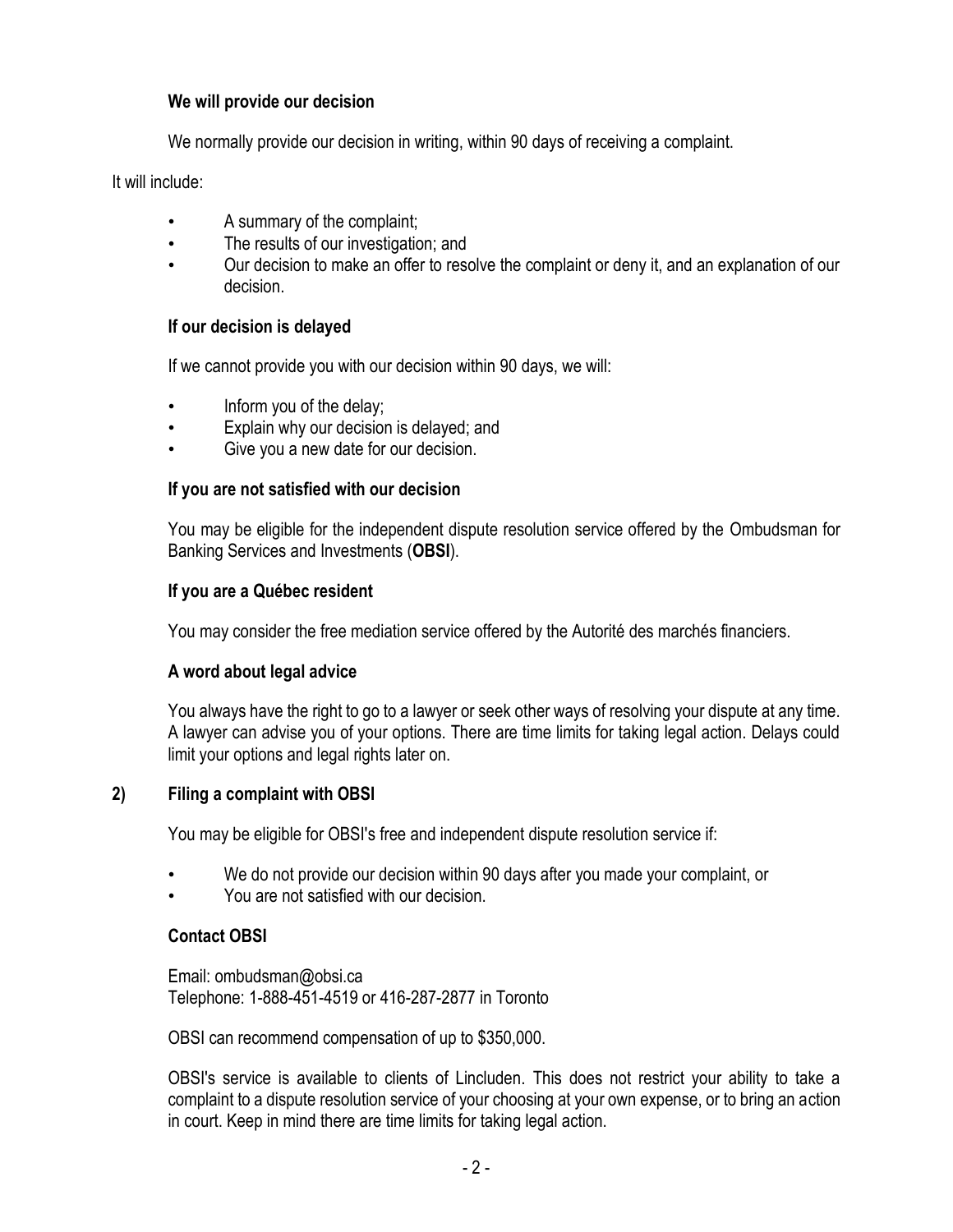### We will provide our decision

We normally provide our decision in writing, within 90 days of receiving a complaint.

It will include:

- A summary of the complaint;
- The results of our investigation; and
- Our decision to make an offer to resolve the complaint or deny it, and an explanation of our decision.

### If our decision is delayed

If we cannot provide you with our decision within 90 days, we will:

- Inform you of the delay;
- Explain why our decision is delayed; and
- Give you a new date for our decision.

### If you are not satisfied with our decision

You may be eligible for the independent dispute resolution service offered by the Ombudsman for Banking Services and Investments (**OBSI**).

### If you are a Québec resident

You may consider the free mediation service offered by the Autorité des marchés financiers.

### A word about legal advice

You always have the right to go to a lawyer or seek other ways of resolving your dispute at any time. A lawyer can advise you of your options. There are time limits for taking legal action. Delays could limit your options and legal rights later on.

## 2) Filing a complaint with OBSI

You may be eligible for OBSI's free and independent dispute resolution service if:

- We do not provide our decision within 90 days after you made your complaint, or
- You are not satisfied with our decision.

### Contact OBSI

Email: ombudsman@obsi.ca
Telephone: 1-888-451-4519 or 416-287-2877 in Toronto

OBSI can recommend compensation of up to $350,000.

OBSI's service is available to clients of Lincluden. This does not restrict your ability to take a complaint to a dispute resolution service of your choosing at your own expense, or to bring an action in court. Keep in mind there are time limits for taking legal action.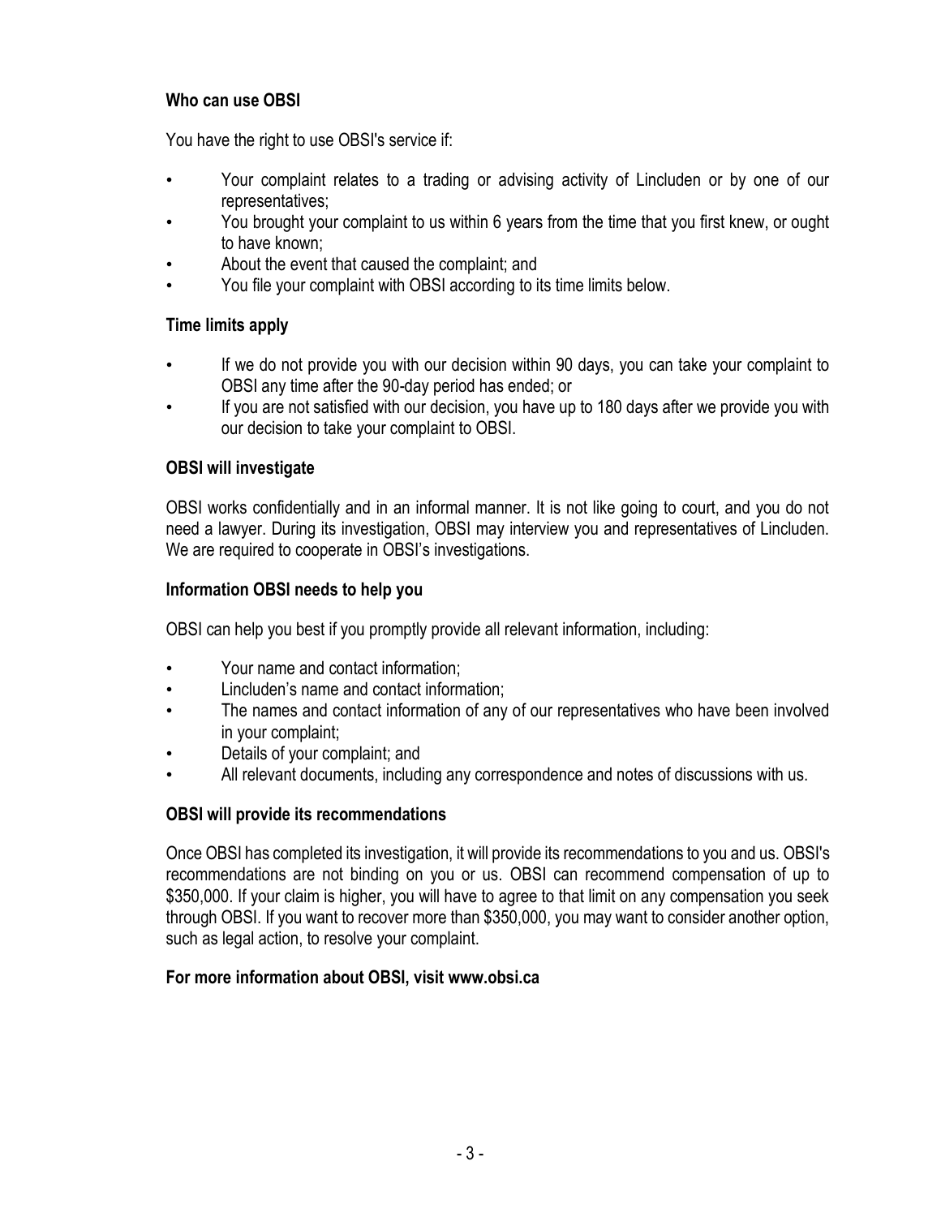**Who can use OBSI**

You have the right to use OBSI's service if:

- Your complaint relates to a trading or advising activity of Lincluden or by one of our representatives;
- You brought your complaint to us within 6 years from the time that you first knew, or ought to have known;
- About the event that caused the complaint; and
- You file your complaint with OBSI according to its time limits below.

**Time limits apply**

- If we do not provide you with our decision within 90 days, you can take your complaint to OBSI any time after the 90-day period has ended; or
- If you are not satisfied with our decision, you have up to 180 days after we provide you with our decision to take your complaint to OBSI.

**OBSI will investigate**

OBSI works confidentially and in an informal manner. It is not like going to court, and you do not need a lawyer. During its investigation, OBSI may interview you and representatives of Lincluden. We are required to cooperate in OBSI's investigations.

**Information OBSI needs to help you**

OBSI can help you best if you promptly provide all relevant information, including:

- Your name and contact information;
- Lincluden's name and contact information;
- The names and contact information of any of our representatives who have been involved in your complaint;
- Details of your complaint; and
- All relevant documents, including any correspondence and notes of discussions with us.

**OBSI will provide its recommendations**

Once OBSI has completed its investigation, it will provide its recommendations to you and us. OBSI's recommendations are not binding on you or us. OBSI can recommend compensation of up to $350,000. If your claim is higher, you will have to agree to that limit on any compensation you seek through OBSI. If you want to recover more than $350,000, you may want to consider another option, such as legal action, to resolve your complaint.

**For more information about OBSI, visit www.obsi.ca**